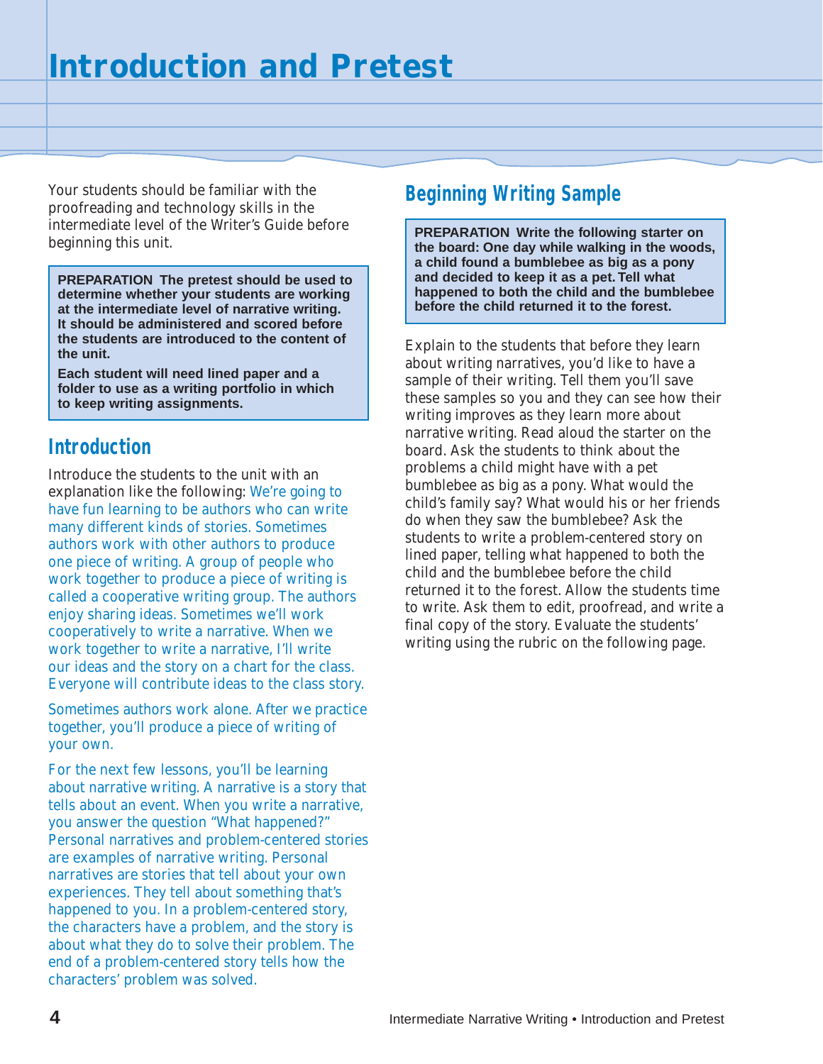# Introduction and Pretest

Your students should be familiar with the proofreading and technology skills in the intermediate level of the Writer's Guide before beginning this unit.

**PREPARATION The pretest should be used to determine whether your students are working at the intermediate level of narrative writing. It should be administered and scored before the students are introduced to the content of the unit.**

**Each student will need lined paper and a folder to use as a writing portfolio in which to keep writing assignments.**

## Introduction

Introduce the students to the unit with an explanation like the following: We're going to have fun learning to be authors who can write many different kinds of stories. Sometimes authors work with other authors to produce one piece of writing. A group of people who work together to produce a piece of writing is called a cooperative writing group. The authors enjoy sharing ideas. Sometimes we'll work cooperatively to write a narrative. When we work together to write a narrative, I'll write our ideas and the story on a chart for the class. Everyone will contribute ideas to the class story.

Sometimes authors work alone. After we practice together, you'll produce a piece of writing of your own.

For the next few lessons, you'll be learning about narrative writing. A narrative is a story that tells about an event. When you write a narrative, you answer the question "What happened?" Personal narratives and problem-centered stories are examples of narrative writing. Personal narratives are stories that tell about your own experiences. They tell about something that's happened to you. In a problem-centered story, the characters have a problem, and the story is about what they do to solve their problem. The end of a problem-centered story tells how the characters' problem was solved.

## Beginning Writing Sample

**PREPARATION Write the following starter on the board: One day while walking in the woods, a child found a bumblebee as big as a pony and decided to keep it as a pet. Tell what happened to both the child and the bumblebee before the child returned it to the forest.**

Explain to the students that before they learn about writing narratives, you'd like to have a sample of their writing. Tell them you'll save these samples so you and they can see how their writing improves as they learn more about narrative writing. Read aloud the starter on the board. Ask the students to think about the problems a child might have with a pet bumblebee as big as a pony. What would the child's family say? What would his or her friends do when they saw the bumblebee? Ask the students to write a problem-centered story on lined paper, telling what happened to both the child and the bumblebee before the child returned it to the forest. Allow the students time to write. Ask them to edit, proofread, and write a final copy of the story. Evaluate the students' writing using the rubric on the following page.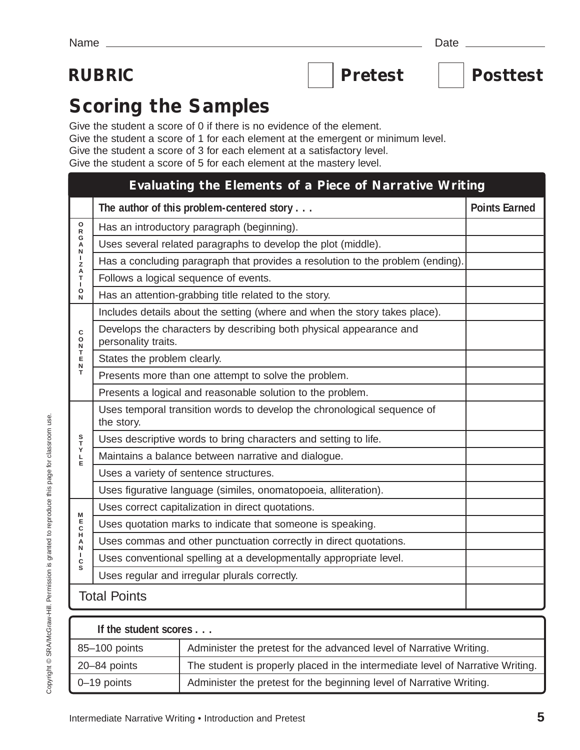Name ______________________________ Date ____________

# RUBRIC

☐ Pretest ☐ Posttest

## Scoring the Samples

Give the student a score of 0 if there is no evidence of the element.
Give the student a score of 1 for each element at the emergent or minimum level.
Give the student a score of 3 for each element at a satisfactory level.
Give the student a score of 5 for each element at the mastery level.

**Evaluating the Elements of a Piece of Narrative Writing**

| | The author of this problem-centered story . . . | Points Earned |
|---|---|---|
| ORGANIZATION | Has an introductory paragraph (beginning). | |
| | Uses several related paragraphs to develop the plot (middle). | |
| | Has a concluding paragraph that provides a resolution to the problem (ending). | |
| | Follows a logical sequence of events. | |
| | Has an attention-grabbing title related to the story. | |
| CONTENT | Includes details about the setting (where and when the story takes place). | |
| | Develops the characters by describing both physical appearance and personality traits. | |
| | States the problem clearly. | |
| | Presents more than one attempt to solve the problem. | |
| | Presents a logical and reasonable solution to the problem. | |
| STYLE | Uses temporal transition words to develop the chronological sequence of the story. | |
| | Uses descriptive words to bring characters and setting to life. | |
| | Maintains a balance between narrative and dialogue. | |
| | Uses a variety of sentence structures. | |
| | Uses figurative language (similes, onomatopoeia, alliteration). | |
| MECHANICS | Uses correct capitalization in direct quotations. | |
| | Uses quotation marks to indicate that someone is speaking. | |
| | Uses commas and other punctuation correctly in direct quotations. | |
| | Uses conventional spelling at a developmentally appropriate level. | |
| | Uses regular and irregular plurals correctly. | |
| Total Points | | |

| If the student scores . . . | |
|---|---|
| 85–100 points | Administer the pretest for the advanced level of Narrative Writing. |
| 20–84 points | The student is properly placed in the intermediate level of Narrative Writing. |
| 0–19 points | Administer the pretest for the beginning level of Narrative Writing. |

Copyright © SRA/McGraw-Hill. Permission is granted to reproduce this page for classroom use.